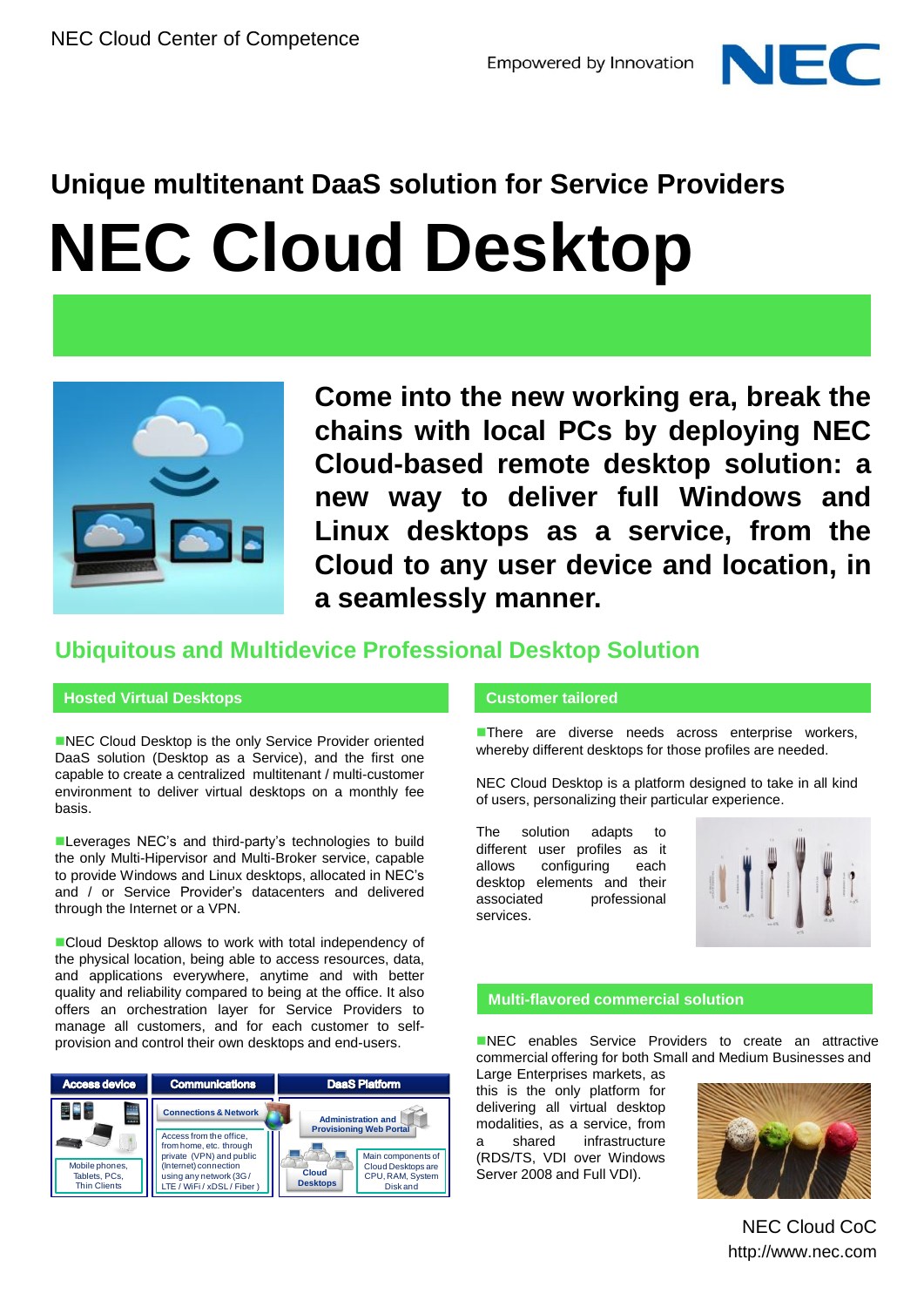NEC Cloud Center of Competence

Empowered by Innovation

## Unique multitenant DaaS solution for Service Providers

# NEC Cloud Desktop

**Come into the new working era, break the chains with local PCs by deploying NEC Cloud-based remote desktop solution: a new way to deliver full Windows and Linux desktops as a service, from the Cloud to any user device and location, in a seamlessly manner.**

## Ubiquitous and Multidevice Professional Desktop Solution

### Hosted Virtual Desktops

- NEC Cloud Desktop is the only Service Provider oriented DaaS solution (Desktop as a Service), and the first one capable to create a centralized multitenant / multi-customer environment to deliver virtual desktops on a monthly fee basis.

- Leverages NEC's and third-party's technologies to build the only Multi-Hipervisor and Multi-Broker service, capable to provide Windows and Linux desktops, allocated in NEC's and / or Service Provider's datacenters and delivered through the Internet or a VPN.

- Cloud Desktop allows to work with total independency of the physical location, being able to access resources, data, and applications everywhere, anytime and with better quality and reliability compared to being at the office. It also offers an orchestration layer for Service Providers to manage all customers, and for each customer to self-provision and control their own desktops and end-users.

| Access device | Communications | DaaS Platform |
|---|---|---|
| Mobile phones, Tablets, PCs, Thin Clients | Connections & Network<br>Access from the office, from home, etc. through private (VPN) and public (Internet) connection using any network (3G / LTE / WiFi / xDSL / Fiber ) | Administration and Provisioning Web Portal<br>Cloud Desktops<br>Main components of Cloud Desktops are CPU, RAM, System Disk and |

### Customer tailored

- There are diverse needs across enterprise workers, whereby different desktops for those profiles are needed.

NEC Cloud Desktop is a platform designed to take in all kind of users, personalizing their particular experience.

The solution adapts to different user profiles as it allows configuring each desktop elements and their associated professional services.

### Multi-flavored commercial solution

- NEC enables Service Providers to create an attractive commercial offering for both Small and Medium Businesses and Large Enterprises markets, as this is the only platform for delivering all virtual desktop modalities, as a service, from a shared infrastructure (RDS/TS, VDI over Windows Server 2008 and Full VDI).

NEC Cloud CoC
http://www.nec.com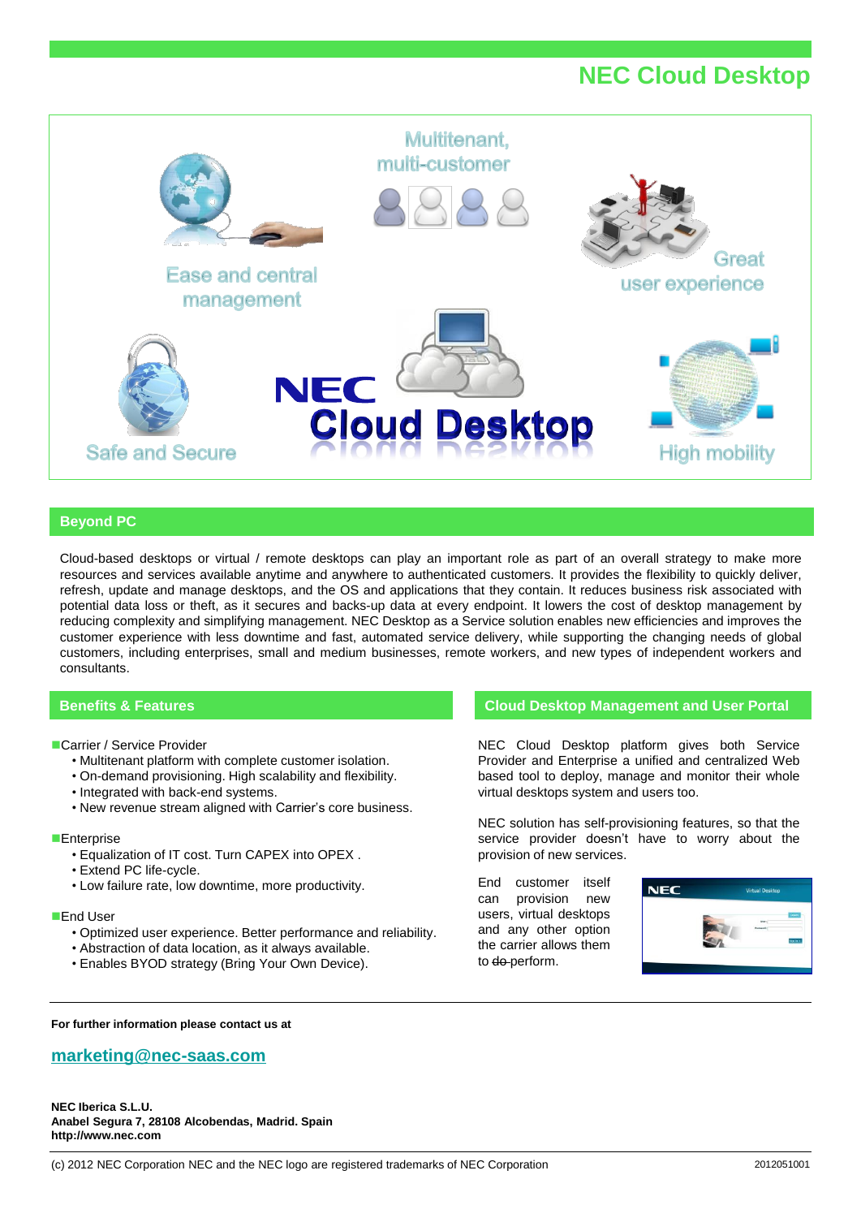# NEC Cloud Desktop

Multitenant, multi-customer

Ease and central management

Great user experience

Safe and Secure

NEC Cloud Desktop

High mobility

## Beyond PC

Cloud-based desktops or virtual / remote desktops can play an important role as part of an overall strategy to make more resources and services available anytime and anywhere to authenticated customers. It provides the flexibility to quickly deliver, refresh, update and manage desktops, and the OS and applications that they contain. It reduces business risk associated with potential data loss or theft, as it secures and backs-up data at every endpoint. It lowers the cost of desktop management by reducing complexity and simplifying management. NEC Desktop as a Service solution enables new efficiencies and improves the customer experience with less downtime and fast, automated service delivery, while supporting the changing needs of global customers, including enterprises, small and medium businesses, remote workers, and new types of independent workers and consultants.

## Benefits & Features

- Carrier / Service Provider
  - Multitenant platform with complete customer isolation.
  - On-demand provisioning. High scalability and flexibility.
  - Integrated with back-end systems.
  - New revenue stream aligned with Carrier's core business.

- Enterprise
  - Equalization of IT cost. Turn CAPEX into OPEX .
  - Extend PC life-cycle.
  - Low failure rate, low downtime, more productivity.

- End User
  - Optimized user experience. Better performance and reliability.
  - Abstraction of data location, as it always available.
  - Enables BYOD strategy (Bring Your Own Device).

## Cloud Desktop Management and User Portal

NEC Cloud Desktop platform gives both Service Provider and Enterprise a unified and centralized Web based tool to deploy, manage and monitor their whole virtual desktops system and users too.

NEC solution has self-provisioning features, so that the service provider doesn't have to worry about the provision of new services.

End customer itself can provision new users, virtual desktops and any other option the carrier allows them to ~~do~~ perform.

---

**For further information please contact us at**

**[marketing@nec-saas.com](mailto:marketing@nec-saas.com)**

**NEC Iberica S.L.U.**
**Anabel Segura 7, 28108 Alcobendas, Madrid. Spain**
**http://www.nec.com**

(c) 2012 NEC Corporation NEC and the NEC logo are registered trademarks of NEC Corporation

2012051001